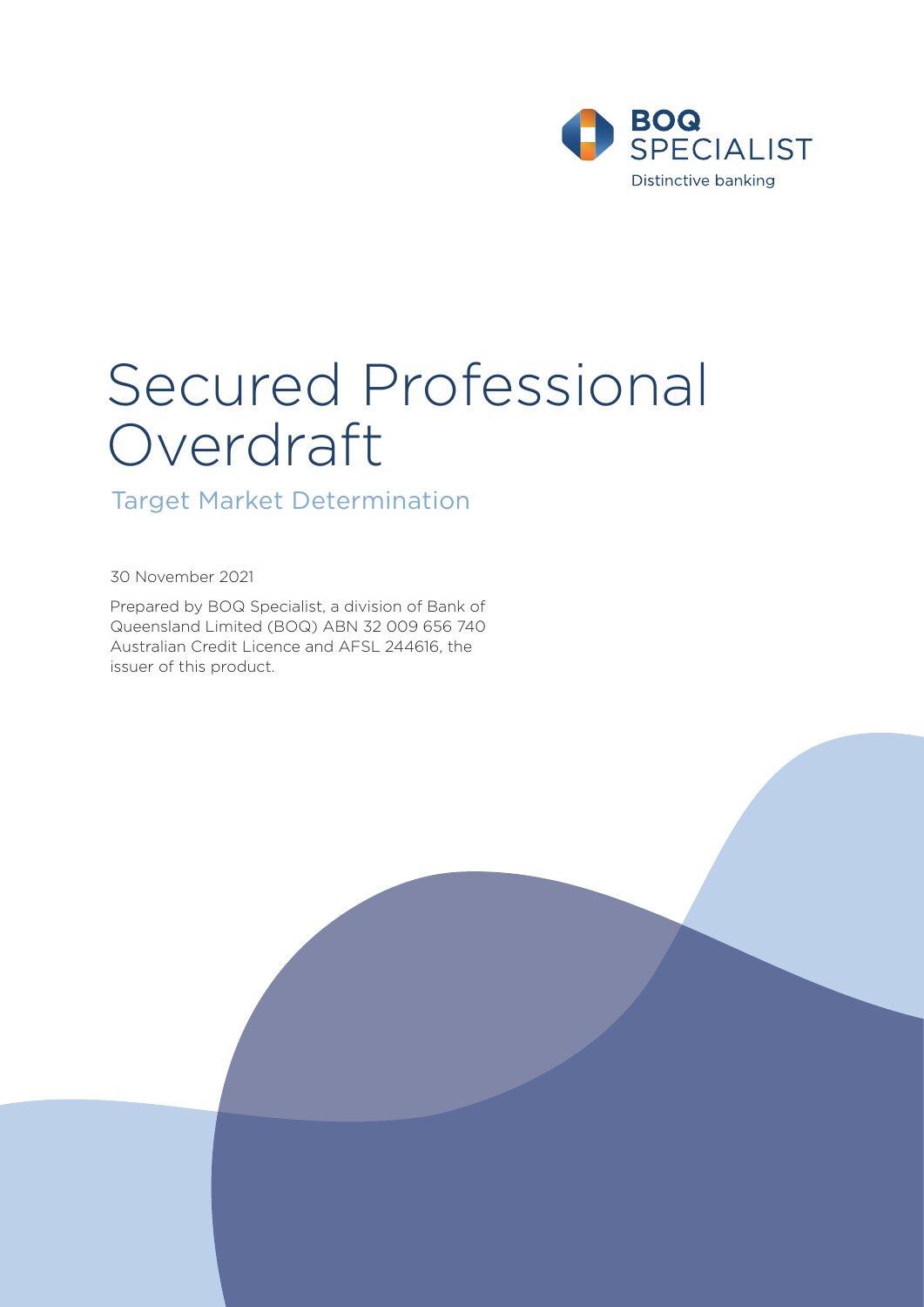BOQ SPECIALIST

Distinctive banking

# Secured Professional Overdraft

## Target Market Determination

30 November 2021

Prepared by BOQ Specialist, a division of Bank of Queensland Limited (BOQ) ABN 32 009 656 740 Australian Credit Licence and AFSL 244616, the issuer of this product.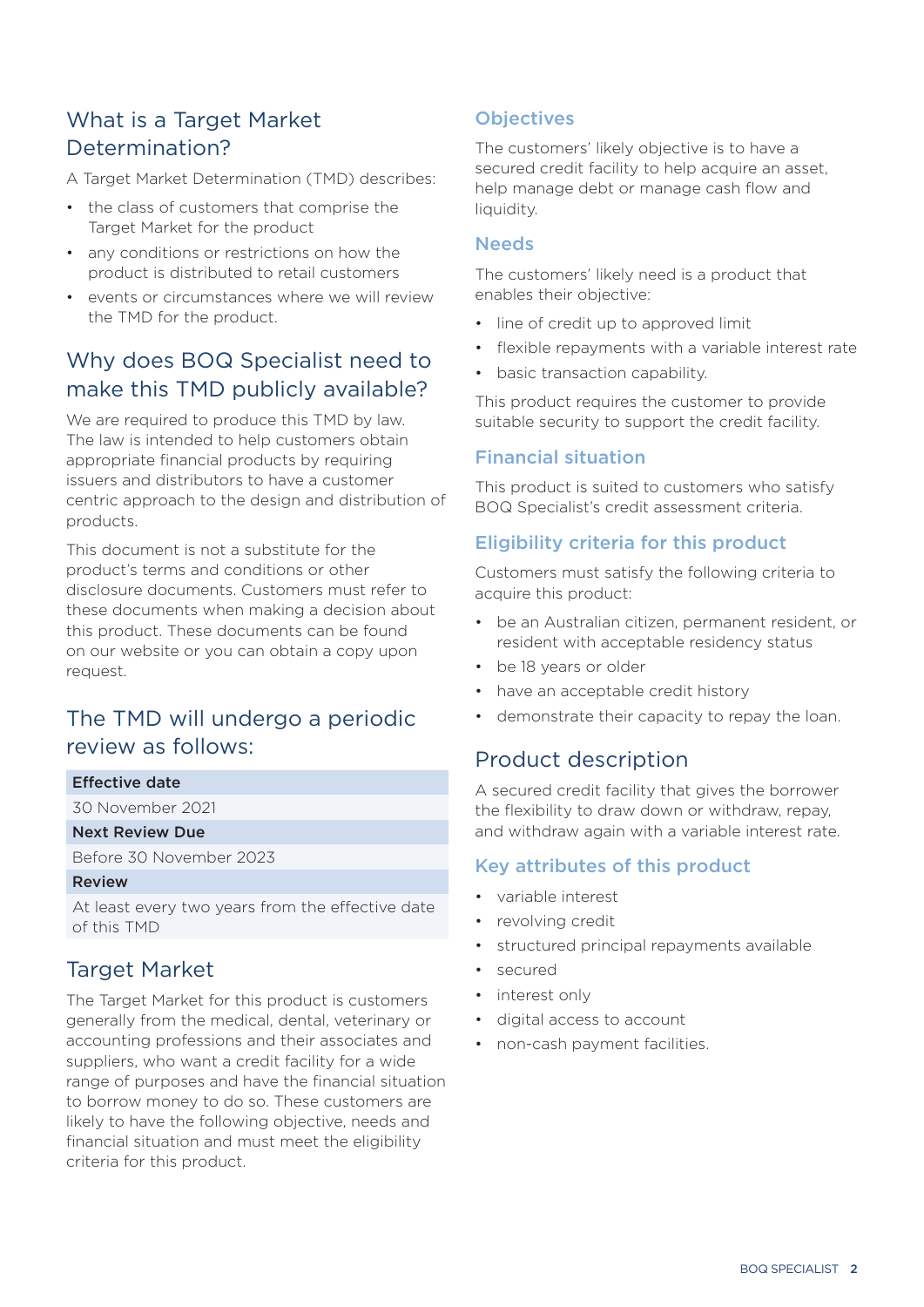## What is a Target Market Determination?

A Target Market Determination (TMD) describes:

- the class of customers that comprise the Target Market for the product
- any conditions or restrictions on how the product is distributed to retail customers
- events or circumstances where we will review the TMD for the product.

## Why does BOQ Specialist need to make this TMD publicly available?

We are required to produce this TMD by law. The law is intended to help customers obtain appropriate financial products by requiring issuers and distributors to have a customer centric approach to the design and distribution of products.

This document is not a substitute for the product's terms and conditions or other disclosure documents. Customers must refer to these documents when making a decision about this product. These documents can be found on our website or you can obtain a copy upon request.

## The TMD will undergo a periodic review as follows:

| **Effective date** |
|---|
| 30 November 2021 |
| **Next Review Due** |
| Before 30 November 2023 |
| **Review** |
| At least every two years from the effective date of this TMD |

## Target Market

The Target Market for this product is customers generally from the medical, dental, veterinary or accounting professions and their associates and suppliers, who want a credit facility for a wide range of purposes and have the financial situation to borrow money to do so. These customers are likely to have the following objective, needs and financial situation and must meet the eligibility criteria for this product.

### Objectives

The customers' likely objective is to have a secured credit facility to help acquire an asset, help manage debt or manage cash flow and liquidity.

### Needs

The customers' likely need is a product that enables their objective:

- line of credit up to approved limit
- flexible repayments with a variable interest rate
- basic transaction capability.

This product requires the customer to provide suitable security to support the credit facility.

### Financial situation

This product is suited to customers who satisfy BOQ Specialist's credit assessment criteria.

### Eligibility criteria for this product

Customers must satisfy the following criteria to acquire this product:

- be an Australian citizen, permanent resident, or resident with acceptable residency status
- be 18 years or older
- have an acceptable credit history
- demonstrate their capacity to repay the loan.

## Product description

A secured credit facility that gives the borrower the flexibility to draw down or withdraw, repay, and withdraw again with a variable interest rate.

### Key attributes of this product

- variable interest
- revolving credit
- structured principal repayments available
- secured
- interest only
- digital access to account
- non-cash payment facilities.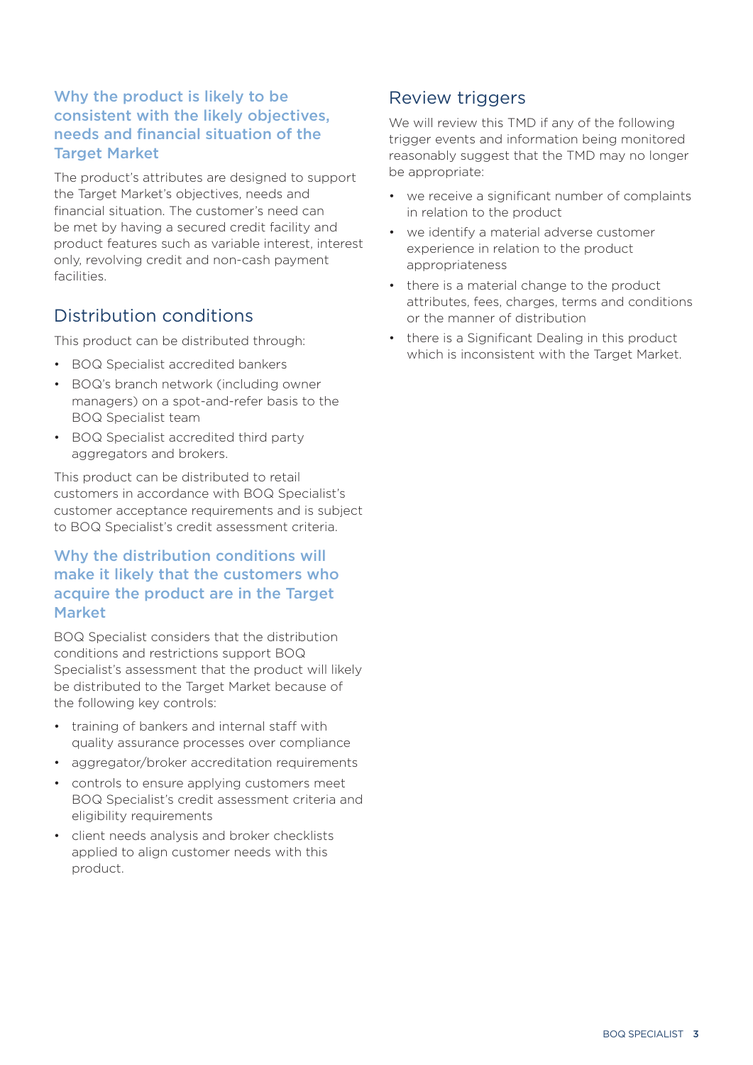### Why the product is likely to be consistent with the likely objectives, needs and financial situation of the Target Market

The product's attributes are designed to support the Target Market's objectives, needs and financial situation. The customer's need can be met by having a secured credit facility and product features such as variable interest, interest only, revolving credit and non-cash payment facilities.

## Distribution conditions

This product can be distributed through:

- BOQ Specialist accredited bankers
- BOQ's branch network (including owner managers) on a spot-and-refer basis to the BOQ Specialist team
- BOQ Specialist accredited third party aggregators and brokers.

This product can be distributed to retail customers in accordance with BOQ Specialist's customer acceptance requirements and is subject to BOQ Specialist's credit assessment criteria.

### Why the distribution conditions will make it likely that the customers who acquire the product are in the Target Market

BOQ Specialist considers that the distribution conditions and restrictions support BOQ Specialist's assessment that the product will likely be distributed to the Target Market because of the following key controls:

- training of bankers and internal staff with quality assurance processes over compliance
- aggregator/broker accreditation requirements
- controls to ensure applying customers meet BOQ Specialist's credit assessment criteria and eligibility requirements
- client needs analysis and broker checklists applied to align customer needs with this product.

## Review triggers

We will review this TMD if any of the following trigger events and information being monitored reasonably suggest that the TMD may no longer be appropriate:

- we receive a significant number of complaints in relation to the product
- we identify a material adverse customer experience in relation to the product appropriateness
- there is a material change to the product attributes, fees, charges, terms and conditions or the manner of distribution
- there is a Significant Dealing in this product which is inconsistent with the Target Market.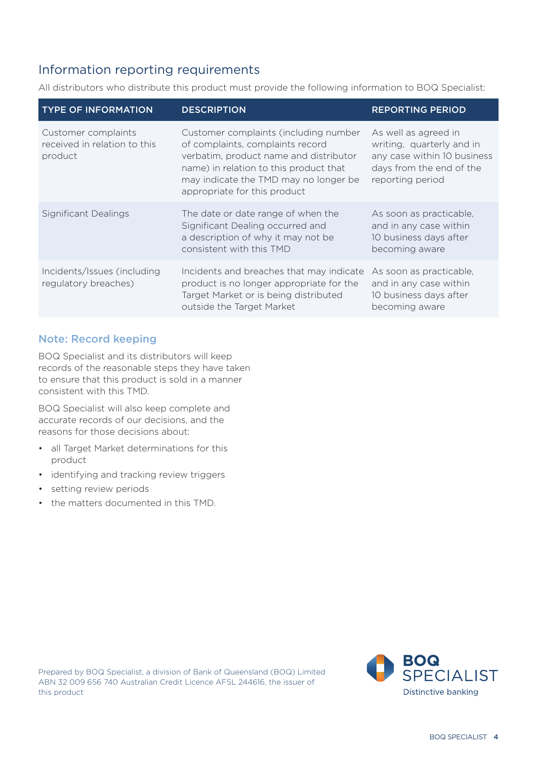## Information reporting requirements

All distributors who distribute this product must provide the following information to BOQ Specialist:

| TYPE OF INFORMATION | DESCRIPTION | REPORTING PERIOD |
|---|---|---|
| Customer complaints received in relation to this product | Customer complaints (including number of complaints, complaints record verbatim, product name and distributor name) in relation to this product that may indicate the TMD may no longer be appropriate for this product | As well as agreed in writing, quarterly and in any case within 10 business days from the end of the reporting period |
| Significant Dealings | The date or date range of when the Significant Dealing occurred and a description of why it may not be consistent with this TMD | As soon as practicable, and in any case within 10 business days after becoming aware |
| Incidents/Issues (including regulatory breaches) | Incidents and breaches that may indicate product is no longer appropriate for the Target Market or is being distributed outside the Target Market | As soon as practicable, and in any case within 10 business days after becoming aware |

### Note: Record keeping

BOQ Specialist and its distributors will keep records of the reasonable steps they have taken to ensure that this product is sold in a manner consistent with this TMD.

BOQ Specialist will also keep complete and accurate records of our decisions, and the reasons for those decisions about:

- all Target Market determinations for this product
- identifying and tracking review triggers
- setting review periods
- the matters documented in this TMD.

Prepared by BOQ Specialist, a division of Bank of Queensland (BOQ) Limited ABN 32 009 656 740 Australian Credit Licence AFSL 244616, the issuer of this product

BOQ SPECIALIST
Distinctive banking